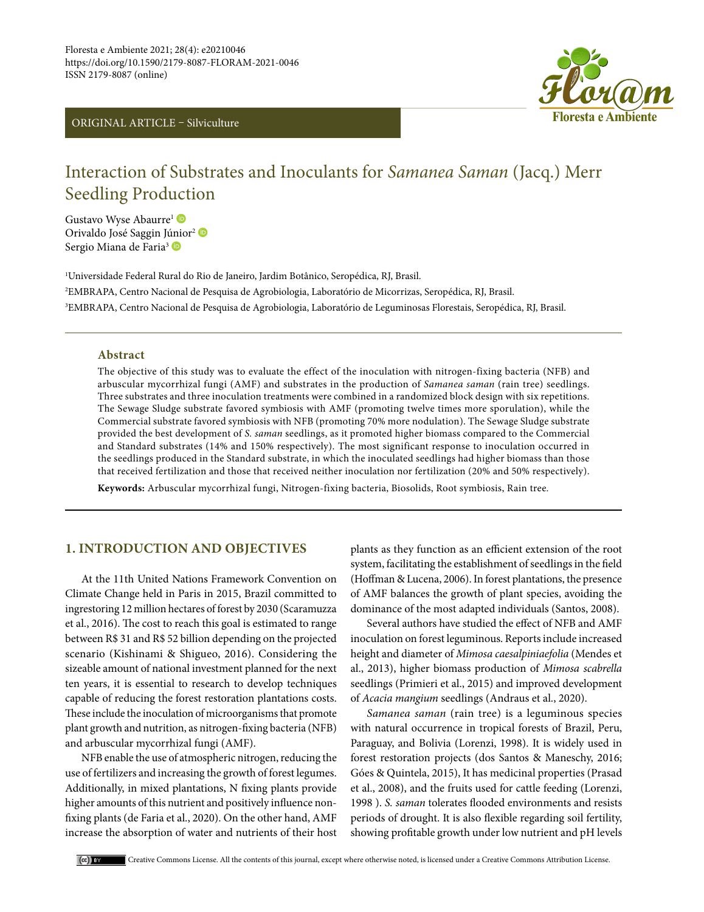Floresta e Ambiente 2021; 28(4): e20210046
https://doi.org/10.1590/2179-8087-FLORAM-2021-0046
ISSN 2179-8087 (online)

ORIGINAL ARTICLE – Silviculture

# Interaction of Substrates and Inoculants for *Samanea Saman* (Jacq.) Merr Seedling Production

Gustavo Wyse Abaurre[1]
Orivaldo José Saggin Júnior[2]
Sergio Miana de Faria[3]

[1]Universidade Federal Rural do Rio de Janeiro, Jardim Botânico, Seropédica, RJ, Brasil.
[2]EMBRAPA, Centro Nacional de Pesquisa de Agrobiologia, Laboratório de Micorrizas, Seropédica, RJ, Brasil.
[3]EMBRAPA, Centro Nacional de Pesquisa de Agrobiologia, Laboratório de Leguminosas Florestais, Seropédica, RJ, Brasil.

## Abstract

The objective of this study was to evaluate the effect of the inoculation with nitrogen-fixing bacteria (NFB) and arbuscular mycorrhizal fungi (AMF) and substrates in the production of *Samanea saman* (rain tree) seedlings. Three substrates and three inoculation treatments were combined in a randomized block design with six repetitions. The Sewage Sludge substrate favored symbiosis with AMF (promoting twelve times more sporulation), while the Commercial substrate favored symbiosis with NFB (promoting 70% more nodulation). The Sewage Sludge substrate provided the best development of *S. saman* seedlings, as it promoted higher biomass compared to the Commercial and Standard substrates (14% and 150% respectively). The most significant response to inoculation occurred in the seedlings produced in the Standard substrate, in which the inoculated seedlings had higher biomass than those that received fertilization and those that received neither inoculation nor fertilization (20% and 50% respectively).

**Keywords:** Arbuscular mycorrhizal fungi, Nitrogen-fixing bacteria, Biosolids, Root symbiosis, Rain tree.

## 1. INTRODUCTION AND OBJECTIVES

At the 11th United Nations Framework Convention on Climate Change held in Paris in 2015, Brazil committed to ingrestoring 12 million hectares of forest by 2030 (Scaramuzza et al., 2016). The cost to reach this goal is estimated to range between R$ 31 and R$ 52 billion depending on the projected scenario (Kishinami & Shigueo, 2016). Considering the sizeable amount of national investment planned for the next ten years, it is essential to research to develop techniques capable of reducing the forest restoration plantations costs. These include the inoculation of microorganisms that promote plant growth and nutrition, as nitrogen-fixing bacteria (NFB) and arbuscular mycorrhizal fungi (AMF).

NFB enable the use of atmospheric nitrogen, reducing the use of fertilizers and increasing the growth of forest legumes. Additionally, in mixed plantations, N fixing plants provide higher amounts of this nutrient and positively influence non-fixing plants (de Faria et al., 2020). On the other hand, AMF increase the absorption of water and nutrients of their host plants as they function as an efficient extension of the root system, facilitating the establishment of seedlings in the field (Hoffman & Lucena, 2006). In forest plantations, the presence of AMF balances the growth of plant species, avoiding the dominance of the most adapted individuals (Santos, 2008).

Several authors have studied the effect of NFB and AMF inoculation on forest leguminous. Reports include increased height and diameter of *Mimosa caesalpiniaefolia* (Mendes et al., 2013), higher biomass production of *Mimosa scabrella* seedlings (Primieri et al., 2015) and improved development of *Acacia mangium* seedlings (Andraus et al., 2020).

*Samanea saman* (rain tree) is a leguminous species with natural occurrence in tropical forests of Brazil, Peru, Paraguay, and Bolivia (Lorenzi, 1998). It is widely used in forest restoration projects (dos Santos & Maneschy, 2016; Góes & Quintela, 2015), It has medicinal properties (Prasad et al., 2008), and the fruits used for cattle feeding (Lorenzi, 1998 ). *S. saman* tolerates flooded environments and resists periods of drought. It is also flexible regarding soil fertility, showing profitable growth under low nutrient and pH levels

Creative Commons License. All the contents of this journal, except where otherwise noted, is licensed under a Creative Commons Attribution License.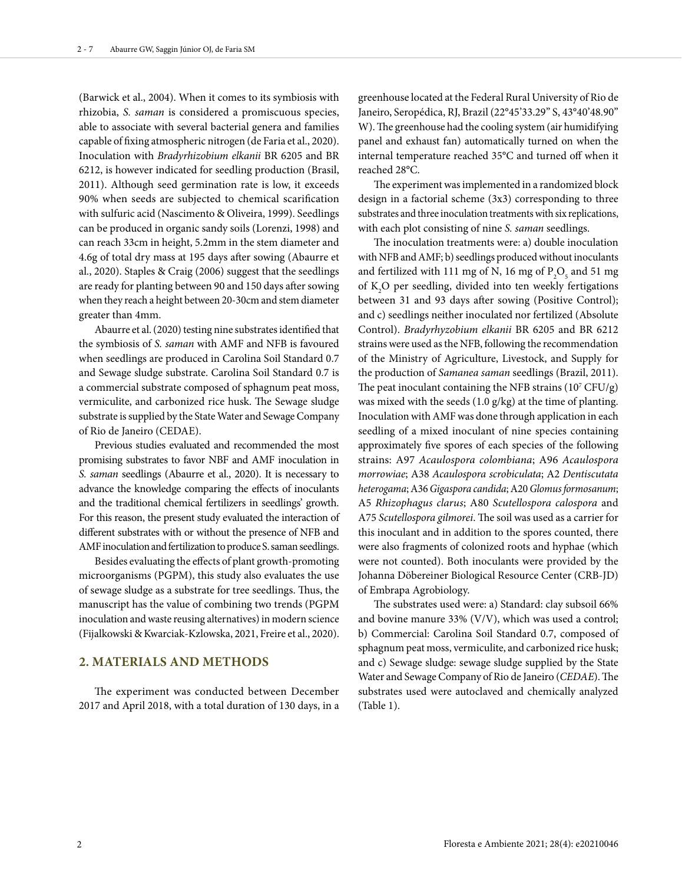(Barwick et al., 2004). When it comes to its symbiosis with rhizobia, *S. saman* is considered a promiscuous species, able to associate with several bacterial genera and families capable of fixing atmospheric nitrogen (de Faria et al., 2020). Inoculation with *Bradyrhizobium elkanii* BR 6205 and BR 6212, is however indicated for seedling production (Brasil, 2011). Although seed germination rate is low, it exceeds 90% when seeds are subjected to chemical scarification with sulfuric acid (Nascimento & Oliveira, 1999). Seedlings can be produced in organic sandy soils (Lorenzi, 1998) and can reach 33cm in height, 5.2mm in the stem diameter and 4.6g of total dry mass at 195 days after sowing (Abaurre et al., 2020). Staples & Craig (2006) suggest that the seedlings are ready for planting between 90 and 150 days after sowing when they reach a height between 20-30cm and stem diameter greater than 4mm.

Abaurre et al. (2020) testing nine substrates identified that the symbiosis of *S. saman* with AMF and NFB is favoured when seedlings are produced in Carolina Soil Standard 0.7 and Sewage sludge substrate. Carolina Soil Standard 0.7 is a commercial substrate composed of sphagnum peat moss, vermiculite, and carbonized rice husk. The Sewage sludge substrate is supplied by the State Water and Sewage Company of Rio de Janeiro (CEDAE).

Previous studies evaluated and recommended the most promising substrates to favor NBF and AMF inoculation in *S. saman* seedlings (Abaurre et al., 2020). It is necessary to advance the knowledge comparing the effects of inoculants and the traditional chemical fertilizers in seedlings' growth. For this reason, the present study evaluated the interaction of different substrates with or without the presence of NFB and AMF inoculation and fertilization to produce S. saman seedlings.

Besides evaluating the effects of plant growth-promoting microorganisms (PGPM), this study also evaluates the use of sewage sludge as a substrate for tree seedlings. Thus, the manuscript has the value of combining two trends (PGPM inoculation and waste reusing alternatives) in modern science (Fijalkowski & Kwarciak-Kzlowska, 2021, Freire et al., 2020).

## 2. MATERIALS AND METHODS

The experiment was conducted between December 2017 and April 2018, with a total duration of 130 days, in a greenhouse located at the Federal Rural University of Rio de Janeiro, Seropédica, RJ, Brazil (22°45'33.29" S, 43°40'48.90" W). The greenhouse had the cooling system (air humidifying panel and exhaust fan) automatically turned on when the internal temperature reached 35°C and turned off when it reached 28°C.

The experiment was implemented in a randomized block design in a factorial scheme (3x3) corresponding to three substrates and three inoculation treatments with six replications, with each plot consisting of nine *S. saman* seedlings.

The inoculation treatments were: a) double inoculation with NFB and AMF; b) seedlings produced without inoculants and fertilized with 111 mg of N, 16 mg of $P_2O_5$ and 51 mg of $K_2O$ per seedling, divided into ten weekly fertigations between 31 and 93 days after sowing (Positive Control); and c) seedlings neither inoculated nor fertilized (Absolute Control). *Bradyrhyzobium elkanii* BR 6205 and BR 6212 strains were used as the NFB, following the recommendation of the Ministry of Agriculture, Livestock, and Supply for the production of *Samanea saman* seedlings (Brazil, 2011). The peat inoculant containing the NFB strains ($10^7$ CFU/g) was mixed with the seeds (1.0 g/kg) at the time of planting. Inoculation with AMF was done through application in each seedling of a mixed inoculant of nine species containing approximately five spores of each species of the following strains: A97 *Acaulospora colombiana*; A96 *Acaulospora morrowiae*; A38 *Acaulospora scrobiculata*; A2 *Dentiscutata heterogama*; A36 *Gigaspora candida*; A20 *Glomus formosanum*; A5 *Rhizophagus clarus*; A80 *Scutellospora calospora* and A75 *Scutellospora gilmorei*. The soil was used as a carrier for this inoculant and in addition to the spores counted, there were also fragments of colonized roots and hyphae (which were not counted). Both inoculants were provided by the Johanna Döbereiner Biological Resource Center (CRB-JD) of Embrapa Agrobiology.

The substrates used were: a) Standard: clay subsoil 66% and bovine manure 33% (V/V), which was used a control; b) Commercial: Carolina Soil Standard 0.7, composed of sphagnum peat moss, vermiculite, and carbonized rice husk; and c) Sewage sludge: sewage sludge supplied by the State Water and Sewage Company of Rio de Janeiro (*CEDAE*). The substrates used were autoclaved and chemically analyzed (Table 1).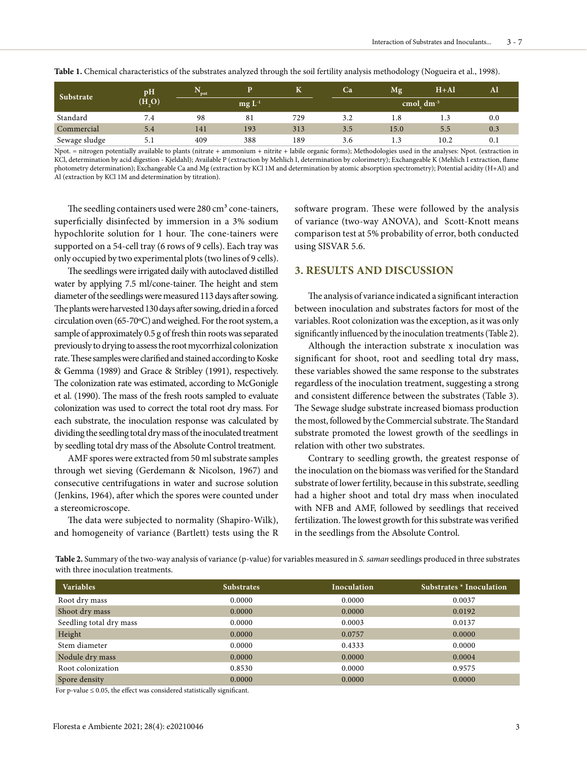**Table 1.** Chemical characteristics of the substrates analyzed through the soil fertility analysis methodology (Nogueira et al., 1998).

| Substrate | pH ($H_2O$) | $N_{pot}$ | P | K | Ca | Mg | H+Al | Al |
|---|---|---|---|---|---|---|---|---|
| | | mg $L^{-1}$ | | | cmol$_c$ dm$^{-3}$ | | | |
| Standard | 7.4 | 98 | 81 | 729 | 3.2 | 1.8 | 1.3 | 0.0 |
| Commercial | 5.4 | 141 | 193 | 313 | 3.5 | 15.0 | 5.5 | 0.3 |
| Sewage sludge | 5.1 | 409 | 388 | 189 | 3.6 | 1.3 | 10.2 | 0.1 |

Npot. = nitrogen potentially available to plants (nitrate + ammonium + nitrite + labile organic forms); Methodologies used in the analyses: Npot. (extraction in KCl, determination by acid digestion - Kjeldahl); Available P (extraction by Mehlich I, determination by colorimetry); Exchangeable K (Mehlich I extraction, flame photometry determination); Exchangeable Ca and Mg (extraction by KCl 1M and determination by atomic absorption spectrometry); Potential acidity (H+Al) and Al (extraction by KCl 1M and determination by titration).

The seedling containers used were 280 cm³ cone-tainers, superficially disinfected by immersion in a 3% sodium hypochlorite solution for 1 hour. The cone-tainers were supported on a 54-cell tray (6 rows of 9 cells). Each tray was only occupied by two experimental plots (two lines of 9 cells).

The seedlings were irrigated daily with autoclaved distilled water by applying 7.5 ml/cone-tainer. The height and stem diameter of the seedlings were measured 113 days after sowing. The plants were harvested 130 days after sowing, dried in a forced circulation oven (65-70ºC) and weighed. For the root system, a sample of approximately 0.5 g of fresh thin roots was separated previously to drying to assess the root mycorrhizal colonization rate. These samples were clarified and stained according to Koske & Gemma (1989) and Grace & Stribley (1991), respectively. The colonization rate was estimated, according to McGonigle et al. (1990). The mass of the fresh roots sampled to evaluate colonization was used to correct the total root dry mass. For each substrate, the inoculation response was calculated by dividing the seedling total dry mass of the inoculated treatment by seedling total dry mass of the Absolute Control treatment.

AMF spores were extracted from 50 ml substrate samples through wet sieving (Gerdemann & Nicolson, 1967) and consecutive centrifugations in water and sucrose solution (Jenkins, 1964), after which the spores were counted under a stereomicroscope.

The data were subjected to normality (Shapiro-Wilk), and homogeneity of variance (Bartlett) tests using the R software program. These were followed by the analysis of variance (two-way ANOVA), and Scott-Knott means comparison test at 5% probability of error, both conducted using SISVAR 5.6.

## 3. RESULTS AND DISCUSSION

The analysis of variance indicated a significant interaction between inoculation and substrates factors for most of the variables. Root colonization was the exception, as it was only significantly influenced by the inoculation treatments (Table 2).

Although the interaction substrate x inoculation was significant for shoot, root and seedling total dry mass, these variables showed the same response to the substrates regardless of the inoculation treatment, suggesting a strong and consistent difference between the substrates (Table 3). The Sewage sludge substrate increased biomass production the most, followed by the Commercial substrate. The Standard substrate promoted the lowest growth of the seedlings in relation with other two substrates.

Contrary to seedling growth, the greatest response of the inoculation on the biomass was verified for the Standard substrate of lower fertility, because in this substrate, seedling had a higher shoot and total dry mass when inoculated with NFB and AMF, followed by seedlings that received fertilization. The lowest growth for this substrate was verified in the seedlings from the Absolute Control.

**Table 2.** Summary of the two-way analysis of variance (p-value) for variables measured in *S. saman* seedlings produced in three substrates with three inoculation treatments.

| Variables | Substrates | Inoculation | Substrates * Inoculation |
|---|---|---|---|
| Root dry mass | 0.0000 | 0.0000 | 0.0037 |
| Shoot dry mass | 0.0000 | 0.0000 | 0.0192 |
| Seedling total dry mass | 0.0000 | 0.0003 | 0.0137 |
| Height | 0.0000 | 0.0757 | 0.0000 |
| Stem diameter | 0.0000 | 0.4333 | 0.0000 |
| Nodule dry mass | 0.0000 | 0.0000 | 0.0004 |
| Root colonization | 0.8530 | 0.0000 | 0.9575 |
| Spore density | 0.0000 | 0.0000 | 0.0000 |

For p-value ≤ 0.05, the effect was considered statistically significant.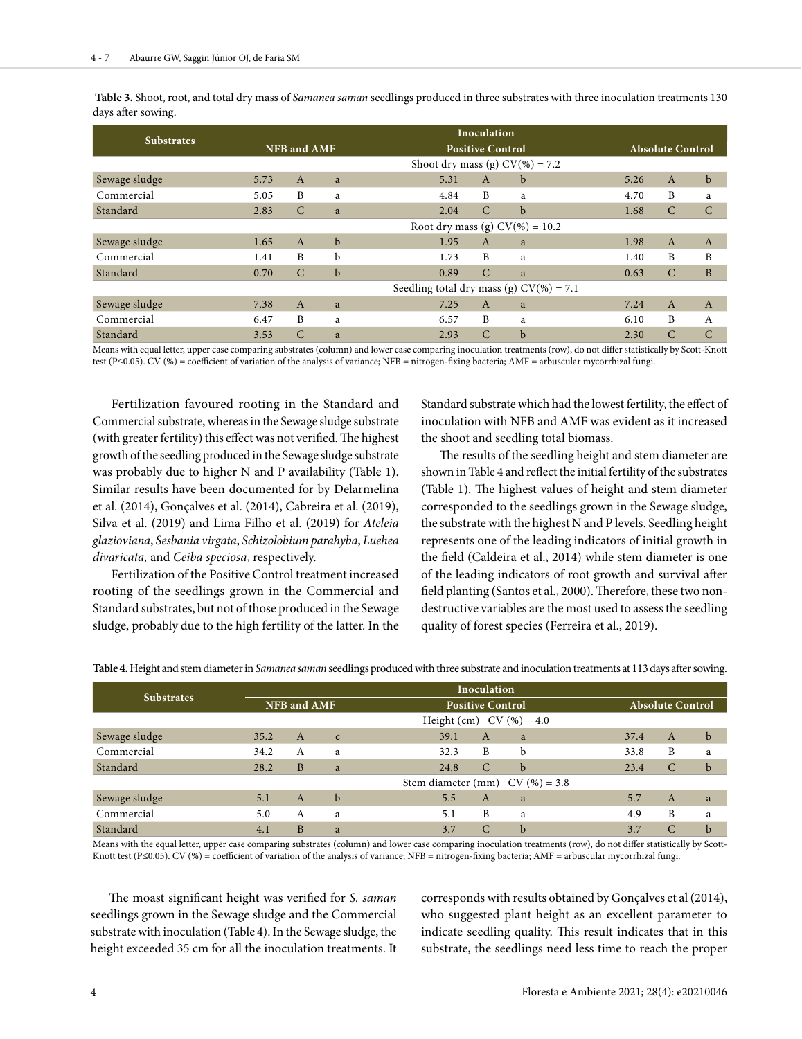**Table 3.** Shoot, root, and total dry mass of *Samanea saman* seedlings produced in three substrates with three inoculation treatments 130 days after sowing.

| Substrates | Inoculation | | | | | | | | |
|---|---|---|---|---|---|---|---|---|---|
| | NFB and AMF | | | Positive Control | | | Absolute Control | | |
| | Shoot dry mass (g) CV(%) = 7.2 | | | | | | | | |
| Sewage sludge | 5.73 | A | a | 5.31 | A | b | 5.26 | A | b |
| Commercial | 5.05 | B | a | 4.84 | B | a | 4.70 | B | a |
| Standard | 2.83 | C | a | 2.04 | C | b | 1.68 | C | C |
| | Root dry mass (g) CV(%) = 10.2 | | | | | | | | |
| Sewage sludge | 1.65 | A | b | 1.95 | A | a | 1.98 | A | A |
| Commercial | 1.41 | B | b | 1.73 | B | a | 1.40 | B | B |
| Standard | 0.70 | C | b | 0.89 | C | a | 0.63 | C | B |
| | Seedling total dry mass (g) CV(%) = 7.1 | | | | | | | | |
| Sewage sludge | 7.38 | A | a | 7.25 | A | a | 7.24 | A | A |
| Commercial | 6.47 | B | a | 6.57 | B | a | 6.10 | B | A |
| Standard | 3.53 | C | a | 2.93 | C | b | 2.30 | C | C |

Means with equal letter, upper case comparing substrates (column) and lower case comparing inoculation treatments (row), do not differ statistically by Scott-Knott test (P≤0.05). CV (%) = coefficient of variation of the analysis of variance; NFB = nitrogen-fixing bacteria; AMF = arbuscular mycorrhizal fungi.

Fertilization favoured rooting in the Standard and Commercial substrate, whereas in the Sewage sludge substrate (with greater fertility) this effect was not verified. The highest growth of the seedling produced in the Sewage sludge substrate was probably due to higher N and P availability (Table 1). Similar results have been documented for by Delarmelina et al. (2014), Gonçalves et al. (2014), Cabreira et al. (2019), Silva et al. (2019) and Lima Filho et al. (2019) for *Ateleia glazioviana*, *Sesbania virgata*, *Schizolobium parahyba*, *Luehea divaricata,* and *Ceiba speciosa*, respectively.

Fertilization of the Positive Control treatment increased rooting of the seedlings grown in the Commercial and Standard substrates, but not of those produced in the Sewage sludge, probably due to the high fertility of the latter. In the Standard substrate which had the lowest fertility, the effect of inoculation with NFB and AMF was evident as it increased the shoot and seedling total biomass.

The results of the seedling height and stem diameter are shown in Table 4 and reflect the initial fertility of the substrates (Table 1). The highest values of height and stem diameter corresponded to the seedlings grown in the Sewage sludge, the substrate with the highest N and P levels. Seedling height represents one of the leading indicators of initial growth in the field (Caldeira et al., 2014) while stem diameter is one of the leading indicators of root growth and survival after field planting (Santos et al., 2000). Therefore, these two non-destructive variables are the most used to assess the seedling quality of forest species (Ferreira et al., 2019).

**Table 4.** Height and stem diameter in *Samanea saman* seedlings produced with three substrate and inoculation treatments at 113 days after sowing.

| Substrates | Inoculation | | | | | | | | |
|---|---|---|---|---|---|---|---|---|---|
| | NFB and AMF | | | Positive Control | | | Absolute Control | | |
| | Height (cm) CV (%) = 4.0 | | | | | | | | |
| Sewage sludge | 35.2 | A | c | 39.1 | A | a | 37.4 | A | b |
| Commercial | 34.2 | A | a | 32.3 | B | b | 33.8 | B | a |
| Standard | 28.2 | B | a | 24.8 | C | b | 23.4 | C | b |
| | Stem diameter (mm) CV (%) = 3.8 | | | | | | | | |
| Sewage sludge | 5.1 | A | b | 5.5 | A | a | 5.7 | A | a |
| Commercial | 5.0 | A | a | 5.1 | B | a | 4.9 | B | a |
| Standard | 4.1 | B | a | 3.7 | C | b | 3.7 | C | b |

Means with the equal letter, upper case comparing substrates (column) and lower case comparing inoculation treatments (row), do not differ statistically by Scott-Knott test (P≤0.05). CV (%) = coefficient of variation of the analysis of variance; NFB = nitrogen-fixing bacteria; AMF = arbuscular mycorrhizal fungi.

The moast significant height was verified for *S. saman* seedlings grown in the Sewage sludge and the Commercial substrate with inoculation (Table 4). In the Sewage sludge, the height exceeded 35 cm for all the inoculation treatments. It corresponds with results obtained by Gonçalves et al (2014), who suggested plant height as an excellent parameter to indicate seedling quality. This result indicates that in this substrate, the seedlings need less time to reach the proper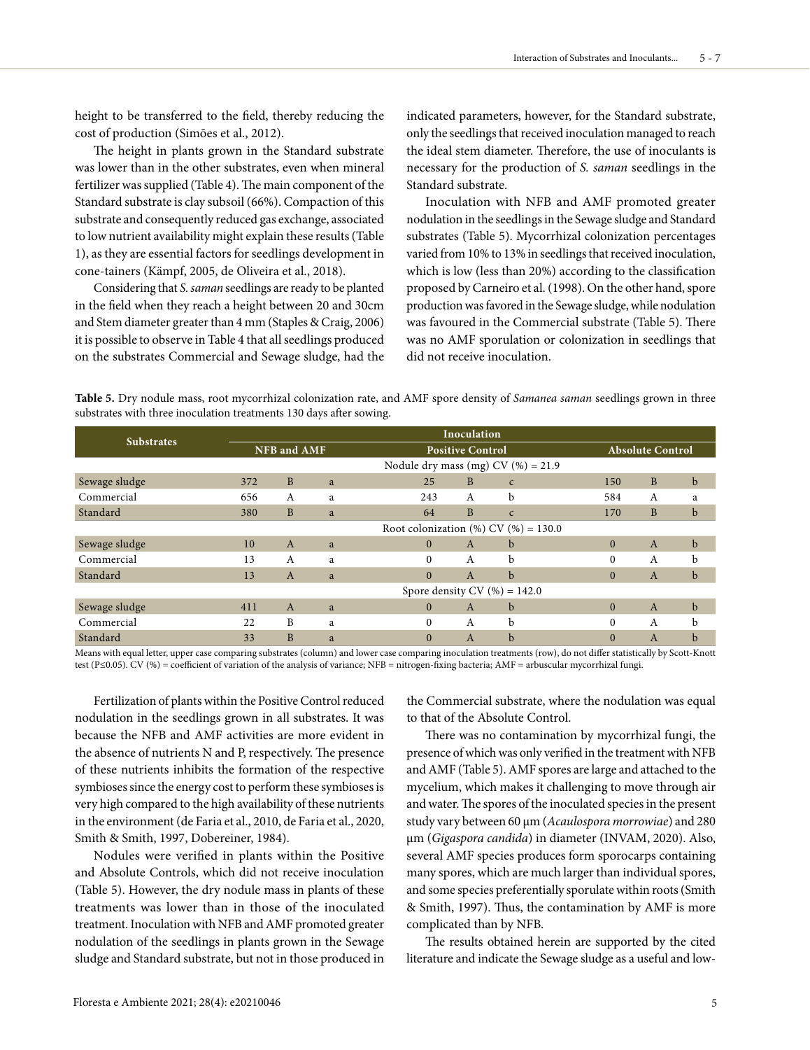height to be transferred to the field, thereby reducing the cost of production (Simões et al., 2012).

The height in plants grown in the Standard substrate was lower than in the other substrates, even when mineral fertilizer was supplied (Table 4). The main component of the Standard substrate is clay subsoil (66%). Compaction of this substrate and consequently reduced gas exchange, associated to low nutrient availability might explain these results (Table 1), as they are essential factors for seedlings development in cone-tainers (Kämpf, 2005, de Oliveira et al., 2018).

Considering that *S. saman* seedlings are ready to be planted in the field when they reach a height between 20 and 30cm and Stem diameter greater than 4 mm (Staples & Craig, 2006) it is possible to observe in Table 4 that all seedlings produced on the substrates Commercial and Sewage sludge, had the indicated parameters, however, for the Standard substrate, only the seedlings that received inoculation managed to reach the ideal stem diameter. Therefore, the use of inoculants is necessary for the production of *S. saman* seedlings in the Standard substrate.

Inoculation with NFB and AMF promoted greater nodulation in the seedlings in the Sewage sludge and Standard substrates (Table 5). Mycorrhizal colonization percentages varied from 10% to 13% in seedlings that received inoculation, which is low (less than 20%) according to the classification proposed by Carneiro et al. (1998). On the other hand, spore production was favored in the Sewage sludge, while nodulation was favoured in the Commercial substrate (Table 5). There was no AMF sporulation or colonization in seedlings that did not receive inoculation.

**Table 5.** Dry nodule mass, root mycorrhizal colonization rate, and AMF spore density of *Samanea saman* seedlings grown in three substrates with three inoculation treatments 130 days after sowing.

| Substrates | Inoculation | | | | | | | | |
|---|---|---|---|---|---|---|---|---|---|
| | NFB and AMF | | | Positive Control | | | Absolute Control | | |
| | Nodule dry mass (mg) CV (%) = 21.9 | | | | | | | | |
| Sewage sludge | 372 | B | a | 25 | B | c | 150 | B | b |
| Commercial | 656 | A | a | 243 | A | b | 584 | A | a |
| Standard | 380 | B | a | 64 | B | c | 170 | B | b |
| | Root colonization (%) CV (%) = 130.0 | | | | | | | | |
| Sewage sludge | 10 | A | a | 0 | A | b | 0 | A | b |
| Commercial | 13 | A | a | 0 | A | b | 0 | A | b |
| Standard | 13 | A | a | 0 | A | b | 0 | A | b |
| | Spore density CV (%) = 142.0 | | | | | | | | |
| Sewage sludge | 411 | A | a | 0 | A | b | 0 | A | b |
| Commercial | 22 | B | a | 0 | A | b | 0 | A | b |
| Standard | 33 | B | a | 0 | A | b | 0 | A | b |

Means with equal letter, upper case comparing substrates (column) and lower case comparing inoculation treatments (row), do not differ statistically by Scott-Knott test (P≤0.05). CV (%) = coefficient of variation of the analysis of variance; NFB = nitrogen-fixing bacteria; AMF = arbuscular mycorrhizal fungi.

Fertilization of plants within the Positive Control reduced nodulation in the seedlings grown in all substrates. It was because the NFB and AMF activities are more evident in the absence of nutrients N and P, respectively. The presence of these nutrients inhibits the formation of the respective symbioses since the energy cost to perform these symbioses is very high compared to the high availability of these nutrients in the environment (de Faria et al., 2010, de Faria et al., 2020, Smith & Smith, 1997, Dobereiner, 1984).

Nodules were verified in plants within the Positive and Absolute Controls, which did not receive inoculation (Table 5). However, the dry nodule mass in plants of these treatments was lower than in those of the inoculated treatment. Inoculation with NFB and AMF promoted greater nodulation of the seedlings in plants grown in the Sewage sludge and Standard substrate, but not in those produced in the Commercial substrate, where the nodulation was equal to that of the Absolute Control.

There was no contamination by mycorrhizal fungi, the presence of which was only verified in the treatment with NFB and AMF (Table 5). AMF spores are large and attached to the mycelium, which makes it challenging to move through air and water. The spores of the inoculated species in the present study vary between 60 µm (*Acaulospora morrowiae*) and 280 µm (*Gigaspora candida*) in diameter (INVAM, 2020). Also, several AMF species produces form sporocarps containing many spores, which are much larger than individual spores, and some species preferentially sporulate within roots (Smith & Smith, 1997). Thus, the contamination by AMF is more complicated than by NFB.

The results obtained herein are supported by the cited literature and indicate the Sewage sludge as a useful and low-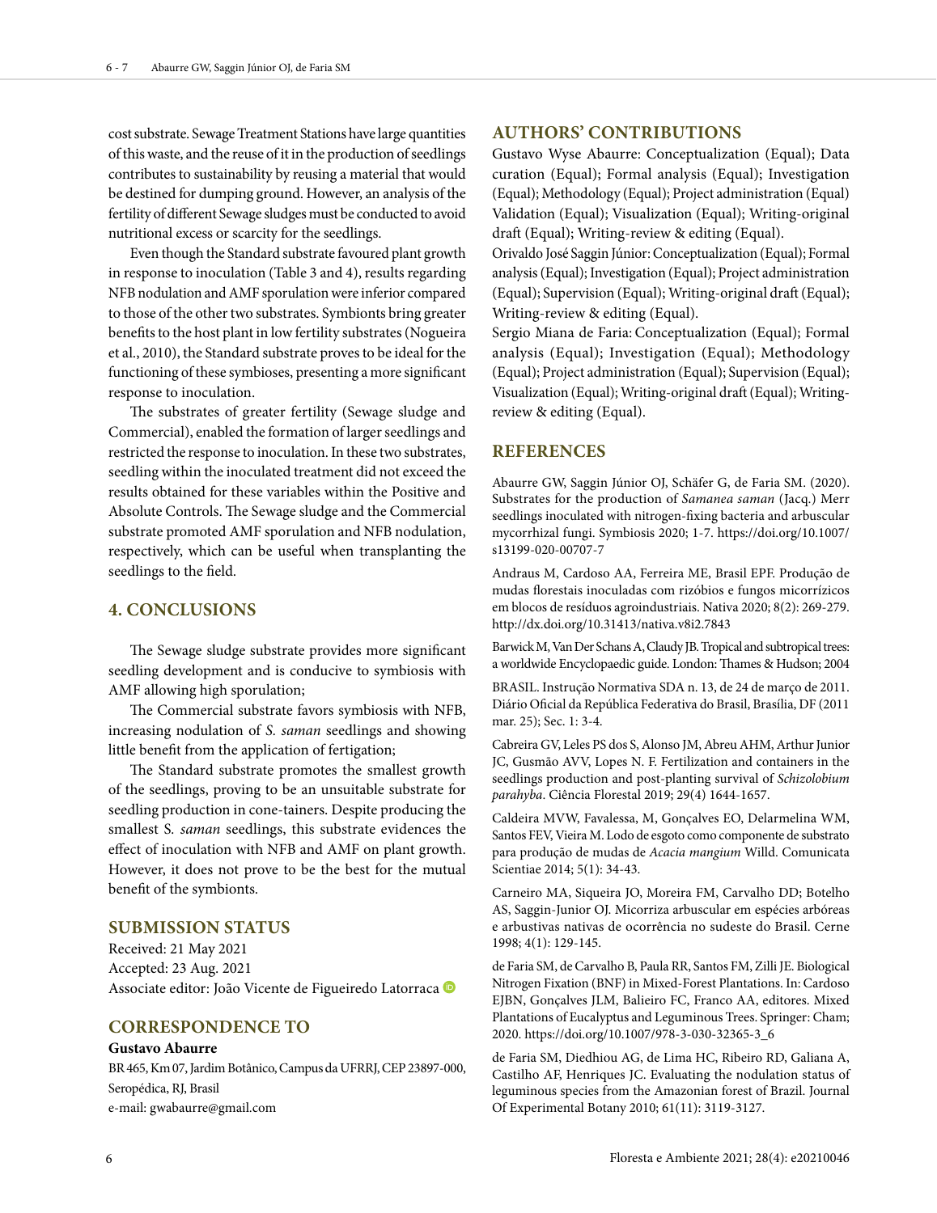cost substrate. Sewage Treatment Stations have large quantities of this waste, and the reuse of it in the production of seedlings contributes to sustainability by reusing a material that would be destined for dumping ground. However, an analysis of the fertility of different Sewage sludges must be conducted to avoid nutritional excess or scarcity for the seedlings.

Even though the Standard substrate favoured plant growth in response to inoculation (Table 3 and 4), results regarding NFB nodulation and AMF sporulation were inferior compared to those of the other two substrates. Symbionts bring greater benefits to the host plant in low fertility substrates (Nogueira et al., 2010), the Standard substrate proves to be ideal for the functioning of these symbioses, presenting a more significant response to inoculation.

The substrates of greater fertility (Sewage sludge and Commercial), enabled the formation of larger seedlings and restricted the response to inoculation. In these two substrates, seedling within the inoculated treatment did not exceed the results obtained for these variables within the Positive and Absolute Controls. The Sewage sludge and the Commercial substrate promoted AMF sporulation and NFB nodulation, respectively, which can be useful when transplanting the seedlings to the field.

## 4. CONCLUSIONS

The Sewage sludge substrate provides more significant seedling development and is conducive to symbiosis with AMF allowing high sporulation;

The Commercial substrate favors symbiosis with NFB, increasing nodulation of *S. saman* seedlings and showing little benefit from the application of fertigation;

The Standard substrate promotes the smallest growth of the seedlings, proving to be an unsuitable substrate for seedling production in cone-tainers. Despite producing the smallest *S. saman* seedlings, this substrate evidences the effect of inoculation with NFB and AMF on plant growth. However, it does not prove to be the best for the mutual benefit of the symbionts.

## SUBMISSION STATUS

Received: 21 May 2021
Accepted: 23 Aug. 2021
Associate editor: João Vicente de Figueiredo Latorraca

## CORRESPONDENCE TO

**Gustavo Abaurre**

BR 465, Km 07, Jardim Botânico, Campus da UFRRJ, CEP 23897-000, Seropédica, RJ, Brasil
e-mail: gwabaurre@gmail.com

## AUTHORS' CONTRIBUTIONS

Gustavo Wyse Abaurre: Conceptualization (Equal); Data curation (Equal); Formal analysis (Equal); Investigation (Equal); Methodology (Equal); Project administration (Equal) Validation (Equal); Visualization (Equal); Writing-original draft (Equal); Writing-review & editing (Equal).

Orivaldo José Saggin Júnior: Conceptualization (Equal); Formal analysis (Equal); Investigation (Equal); Project administration (Equal); Supervision (Equal); Writing-original draft (Equal); Writing-review & editing (Equal).

Sergio Miana de Faria: Conceptualization (Equal); Formal analysis (Equal); Investigation (Equal); Methodology (Equal); Project administration (Equal); Supervision (Equal); Visualization (Equal); Writing-original draft (Equal); Writing-review & editing (Equal).

## REFERENCES

Abaurre GW, Saggin Júnior OJ, Schäfer G, de Faria SM. (2020). Substrates for the production of *Samanea saman* (Jacq.) Merr seedlings inoculated with nitrogen-fixing bacteria and arbuscular mycorrhizal fungi. Symbiosis 2020; 1-7. https://doi.org/10.1007/s13199-020-00707-7

Andraus M, Cardoso AA, Ferreira ME, Brasil EPF. Produção de mudas florestais inoculadas com rizóbios e fungos micorrízicos em blocos de resíduos agroindustriais. Nativa 2020; 8(2): 269-279. http://dx.doi.org/10.31413/nativa.v8i2.7843

Barwick M, Van Der Schans A, Claudy JB. Tropical and subtropical trees: a worldwide Encyclopaedic guide. London: Thames & Hudson; 2004

BRASIL. Instrução Normativa SDA n. 13, de 24 de março de 2011. Diário Oficial da República Federativa do Brasil, Brasília, DF (2011 mar. 25); Sec. 1: 3-4.

Cabreira GV, Leles PS dos S, Alonso JM, Abreu AHM, Arthur Junior JC, Gusmão AVV, Lopes N. F. Fertilization and containers in the seedlings production and post-planting survival of *Schizolobium parahyba*. Ciência Florestal 2019; 29(4) 1644-1657.

Caldeira MVW, Favalessa, M, Gonçalves EO, Delarmelina WM, Santos FEV, Vieira M. Lodo de esgoto como componente de substrato para produção de mudas de *Acacia mangium* Willd. Comunicata Scientiae 2014; 5(1): 34-43.

Carneiro MA, Siqueira JO, Moreira FM, Carvalho DD; Botelho AS, Saggin-Junior OJ. Micorriza arbuscular em espécies arbóreas e arbustivas nativas de ocorrência no sudeste do Brasil. Cerne 1998; 4(1): 129-145.

de Faria SM, de Carvalho B, Paula RR, Santos FM, Zilli JE. Biological Nitrogen Fixation (BNF) in Mixed-Forest Plantations. In: Cardoso EJBN, Gonçalves JLM, Balieiro FC, Franco AA, editores. Mixed Plantations of Eucalyptus and Leguminous Trees. Springer: Cham; 2020. https://doi.org/10.1007/978-3-030-32365-3_6

de Faria SM, Diedhiou AG, de Lima HC, Ribeiro RD, Galiana A, Castilho AF, Henriques JC. Evaluating the nodulation status of leguminous species from the Amazonian forest of Brazil. Journal Of Experimental Botany 2010; 61(11): 3119-3127.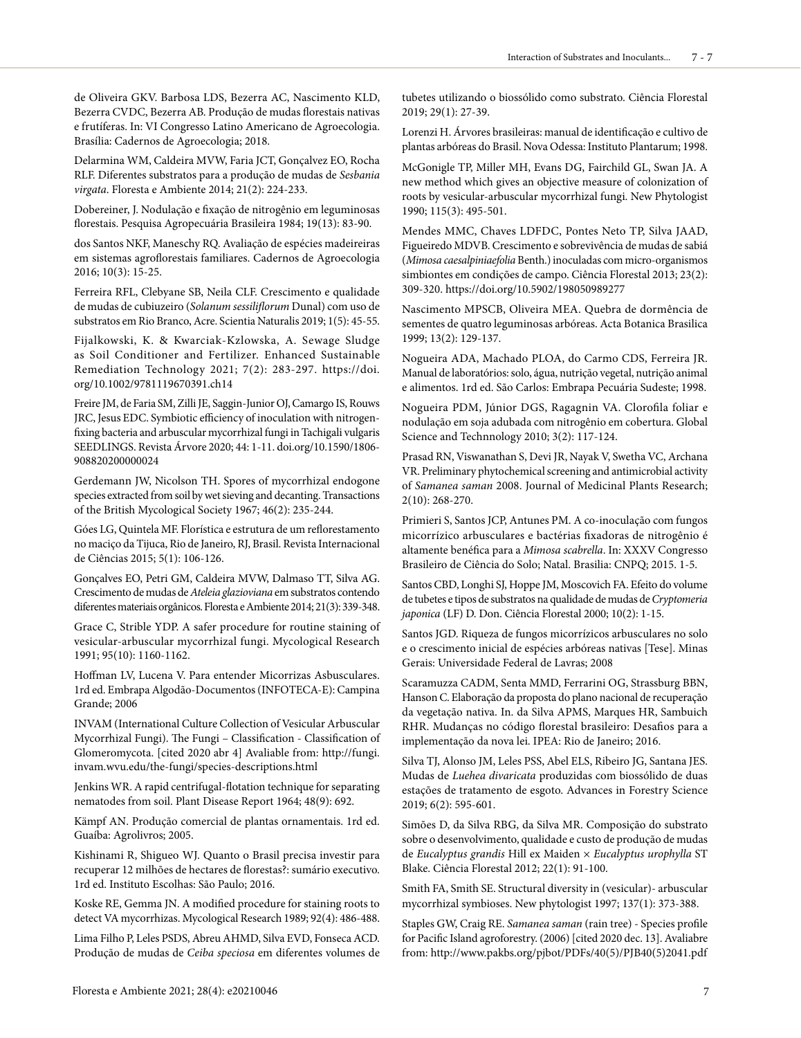de Oliveira GKV. Barbosa LDS, Bezerra AC, Nascimento KLD, Bezerra CVDC, Bezerra AB. Produção de mudas florestais nativas e frutíferas. In: VI Congresso Latino Americano de Agroecologia. Brasília: Cadernos de Agroecologia; 2018.

Delarmina WM, Caldeira MVW, Faria JCT, Gonçalvez EO, Rocha RLF. Diferentes substratos para a produção de mudas de *Sesbania virgata*. Floresta e Ambiente 2014; 21(2): 224-233.

Dobereiner, J. Nodulação e fixação de nitrogênio em leguminosas florestais. Pesquisa Agropecuária Brasileira 1984; 19(13): 83-90.

dos Santos NKF, Maneschy RQ. Avaliação de espécies madeireiras em sistemas agroflorestais familiares. Cadernos de Agroecologia 2016; 10(3): 15-25.

Ferreira RFL, Clebyane SB, Neila CLF. Crescimento e qualidade de mudas de cubiuzeiro (*Solanum sessiliflorum* Dunal) com uso de substratos em Rio Branco, Acre. Scientia Naturalis 2019; 1(5): 45-55.

Fijalkowski, K. & Kwarciak-Kzlowska, A. Sewage Sludge as Soil Conditioner and Fertilizer. Enhanced Sustainable Remediation Technology 2021; 7(2): 283-297. https://doi.org/10.1002/9781119670391.ch14

Freire JM, de Faria SM, Zilli JE, Saggin-Junior OJ, Camargo IS, Rouws JRC, Jesus EDC. Symbiotic efficiency of inoculation with nitrogen-fixing bacteria and arbuscular mycorrhizal fungi in Tachigali vulgaris SEEDLINGS. Revista Árvore 2020; 44: 1-11. doi.org/10.1590/1806-908820200000024

Gerdemann JW, Nicolson TH. Spores of mycorrhizal endogone species extracted from soil by wet sieving and decanting. Transactions of the British Mycological Society 1967; 46(2): 235-244.

Góes LG, Quintela MF. Florística e estrutura de um reflorestamento no maciço da Tijuca, Rio de Janeiro, RJ, Brasil. Revista Internacional de Ciências 2015; 5(1): 106-126.

Gonçalves EO, Petri GM, Caldeira MVW, Dalmaso TT, Silva AG. Crescimento de mudas de *Ateleia glazioviana* em substratos contendo diferentes materiais orgânicos. Floresta e Ambiente 2014; 21(3): 339-348.

Grace C, Strible YDP. A safer procedure for routine staining of vesicular-arbuscular mycorrhizal fungi. Mycological Research 1991; 95(10): 1160-1162.

Hoffman LV, Lucena V. Para entender Micorrizas Asbusculares. 1rd ed. Embrapa Algodão-Documentos (INFOTECA-E): Campina Grande; 2006

INVAM (International Culture Collection of Vesicular Arbuscular Mycorrhizal Fungi). The Fungi – Classification - Classification of Glomeromycota. [cited 2020 abr 4] Avaliable from: http://fungi.invam.wvu.edu/the-fungi/species-descriptions.html

Jenkins WR. A rapid centrifugal-flotation technique for separating nematodes from soil. Plant Disease Report 1964; 48(9): 692.

Kämpf AN. Produção comercial de plantas ornamentais. 1rd ed. Guaíba: Agrolivros; 2005.

Kishinami R, Shigueo WJ. Quanto o Brasil precisa investir para recuperar 12 milhões de hectares de florestas?: sumário executivo. 1rd ed. Instituto Escolhas: São Paulo; 2016.

Koske RE, Gemma JN. A modified procedure for staining roots to detect VA mycorrhizas. Mycological Research 1989; 92(4): 486-488.

Lima Filho P, Leles PSDS, Abreu AHMD, Silva EVD, Fonseca ACD. Produção de mudas de *Ceiba speciosa* em diferentes volumes de tubetes utilizando o biossólido como substrato. Ciência Florestal 2019; 29(1): 27-39.

Lorenzi H. Árvores brasileiras: manual de identificação e cultivo de plantas arbóreas do Brasil. Nova Odessa: Instituto Plantarum; 1998.

McGonigle TP, Miller MH, Evans DG, Fairchild GL, Swan JA. A new method which gives an objective measure of colonization of roots by vesicular-arbuscular mycorrhizal fungi. New Phytologist 1990; 115(3): 495-501.

Mendes MMC, Chaves LDFDC, Pontes Neto TP, Silva JAAD, Figueiredo MDVB. Crescimento e sobrevivência de mudas de sabiá (*Mimosa caesalpiniaefolia* Benth.) inoculadas com micro-organismos simbiontes em condições de campo. Ciência Florestal 2013; 23(2): 309-320. https://doi.org/10.5902/198050989277

Nascimento MPSCB, Oliveira MEA. Quebra de dormência de sementes de quatro leguminosas arbóreas. Acta Botanica Brasilica 1999; 13(2): 129-137.

Nogueira ADA, Machado PLOA, do Carmo CDS, Ferreira JR. Manual de laboratórios: solo, água, nutrição vegetal, nutrição animal e alimentos. 1rd ed. São Carlos: Embrapa Pecuária Sudeste; 1998.

Nogueira PDM, Júnior DGS, Ragagnin VA. Clorofila foliar e nodulação em soja adubada com nitrogênio em cobertura. Global Science and Technnology 2010; 3(2): 117-124.

Prasad RN, Viswanathan S, Devi JR, Nayak V, Swetha VC, Archana VR. Preliminary phytochemical screening and antimicrobial activity of *Samanea saman* 2008. Journal of Medicinal Plants Research; 2(10): 268-270.

Primieri S, Santos JCP, Antunes PM. A co-inoculação com fungos micorrízico arbusculares e bactérias fixadoras de nitrogênio é altamente benéfica para a *Mimosa scabrella*. In: XXXV Congresso Brasileiro de Ciência do Solo; Natal. Brasilia: CNPQ; 2015. 1-5.

Santos CBD, Longhi SJ, Hoppe JM, Moscovich FA. Efeito do volume de tubetes e tipos de substratos na qualidade de mudas de *Cryptomeria japonica* (LF) D. Don. Ciência Florestal 2000; 10(2): 1-15.

Santos JGD. Riqueza de fungos micorrízicos arbusculares no solo e o crescimento inicial de espécies arbóreas nativas [Tese]. Minas Gerais: Universidade Federal de Lavras; 2008

Scaramuzza CADM, Senta MMD, Ferrarini OG, Strassburg BBN, Hanson C. Elaboração da proposta do plano nacional de recuperação da vegetação nativa. In. da Silva APMS, Marques HR, Sambuich RHR. Mudanças no código florestal brasileiro: Desafios para a implementação da nova lei. IPEA: Rio de Janeiro; 2016.

Silva TJ, Alonso JM, Leles PSS, Abel ELS, Ribeiro JG, Santana JES. Mudas de *Luehea divaricata* produzidas com biossólido de duas estações de tratamento de esgoto. Advances in Forestry Science 2019; 6(2): 595-601.

Simões D, da Silva RBG, da Silva MR. Composição do substrato sobre o desenvolvimento, qualidade e custo de produção de mudas de *Eucalyptus grandis* Hill ex Maiden × *Eucalyptus urophylla* ST Blake. Ciência Florestal 2012; 22(1): 91-100.

Smith FA, Smith SE. Structural diversity in (vesicular)- arbuscular mycorrhizal symbioses. New phytologist 1997; 137(1): 373-388.

Staples GW, Craig RE. *Samanea saman* (rain tree) - Species profile for Pacific Island agroforestry. (2006) [cited 2020 dec. 13]. Avaliabre from: http://www.pakbs.org/pjbot/PDFs/40(5)/PJB40(5)2041.pdf